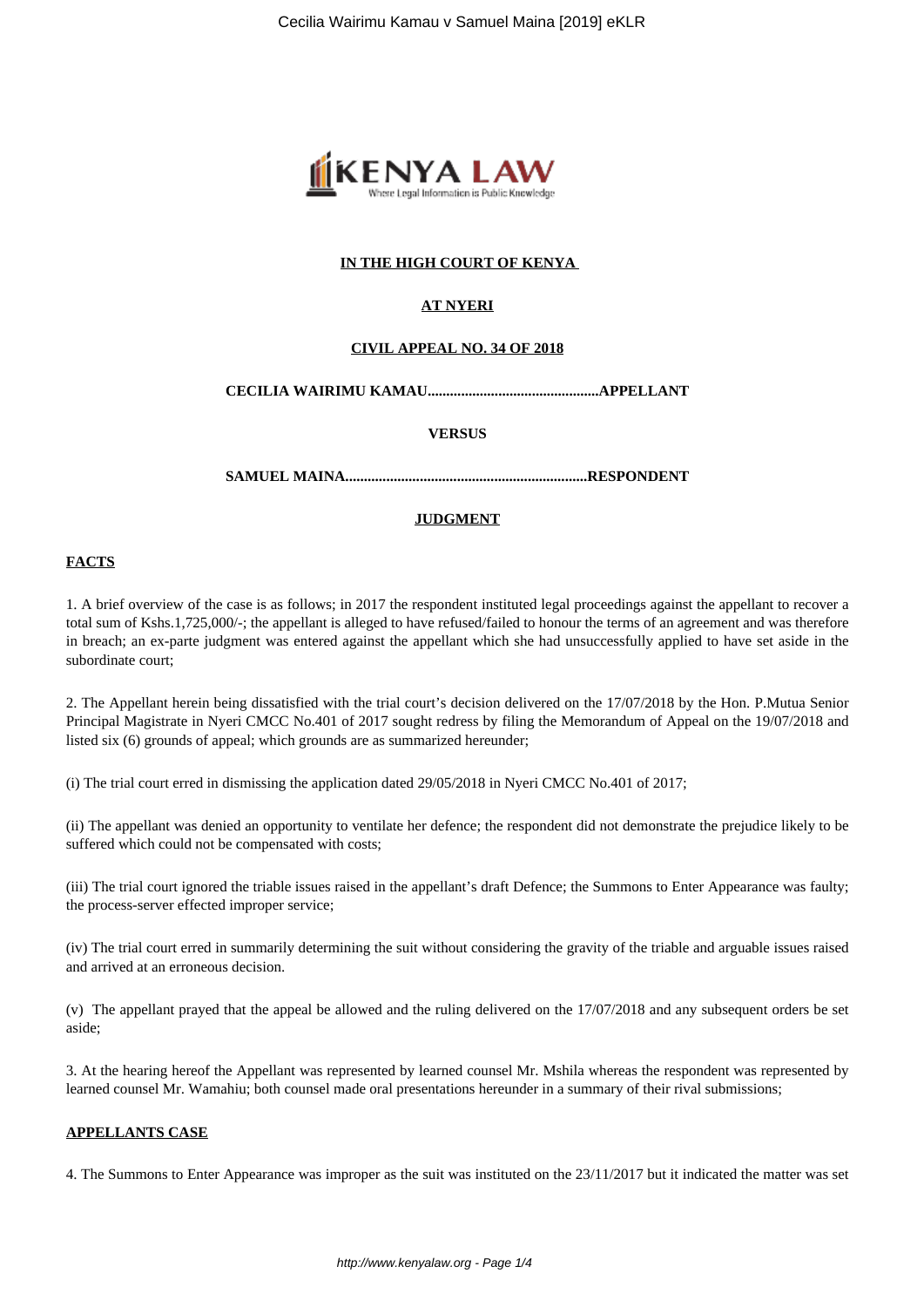**IN THE HIGH COURT OF KENYA**

**AT NYERI**

**CIVIL APPEAL NO. 34 OF 2018**

**CECILIA WAIRIMU KAMAU...............................................APPELLANT**

**VERSUS**

**SAMUEL MAINA.................................................................RESPONDENT**

**JUDGMENT**

**FACTS**

1. A brief overview of the case is as follows; in 2017 the respondent instituted legal proceedings against the appellant to recover a total sum of Kshs.1,725,000/-; the appellant is alleged to have refused/failed to honour the terms of an agreement and was therefore in breach; an ex-parte judgment was entered against the appellant which she had unsuccessfully applied to have set aside in the subordinate court;

2. The Appellant herein being dissatisfied with the trial court's decision delivered on the 17/07/2018 by the Hon. P.Mutua Senior Principal Magistrate in Nyeri CMCC No.401 of 2017 sought redress by filing the Memorandum of Appeal on the 19/07/2018 and listed six (6) grounds of appeal; which grounds are as summarized hereunder;

(i) The trial court erred in dismissing the application dated 29/05/2018 in Nyeri CMCC No.401 of 2017;

(ii) The appellant was denied an opportunity to ventilate her defence; the respondent did not demonstrate the prejudice likely to be suffered which could not be compensated with costs;

(iii) The trial court ignored the triable issues raised in the appellant's draft Defence; the Summons to Enter Appearance was faulty; the process-server effected improper service;

(iv) The trial court erred in summarily determining the suit without considering the gravity of the triable and arguable issues raised and arrived at an erroneous decision.

(v) The appellant prayed that the appeal be allowed and the ruling delivered on the 17/07/2018 and any subsequent orders be set aside;

3. At the hearing hereof the Appellant was represented by learned counsel Mr. Mshila whereas the respondent was represented by learned counsel Mr. Wamahiu; both counsel made oral presentations hereunder in a summary of their rival submissions;

**APPELLANTS CASE**

4. The Summons to Enter Appearance was improper as the suit was instituted on the 23/11/2017 but it indicated the matter was set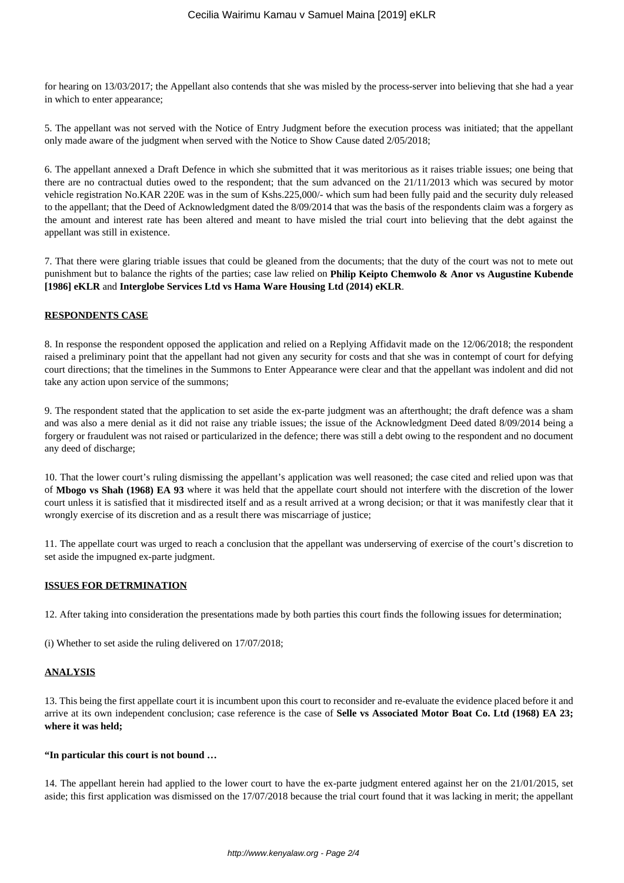for hearing on 13/03/2017; the Appellant also contends that she was misled by the process-server into believing that she had a year in which to enter appearance;

5. The appellant was not served with the Notice of Entry Judgment before the execution process was initiated; that the appellant only made aware of the judgment when served with the Notice to Show Cause dated 2/05/2018;

6. The appellant annexed a Draft Defence in which she submitted that it was meritorious as it raises triable issues; one being that there are no contractual duties owed to the respondent; that the sum advanced on the 21/11/2013 which was secured by motor vehicle registration No.KAR 220E was in the sum of Kshs.225,000/- which sum had been fully paid and the security duly released to the appellant; that the Deed of Acknowledgment dated the 8/09/2014 that was the basis of the respondents claim was a forgery as the amount and interest rate has been altered and meant to have misled the trial court into believing that the debt against the appellant was still in existence.

7. That there were glaring triable issues that could be gleaned from the documents; that the duty of the court was not to mete out punishment but to balance the rights of the parties; case law relied on **Philip Keipto Chemwolo & Anor vs Augustine Kubende [1986] eKLR** and **Interglobe Services Ltd vs Hama Ware Housing Ltd (2014) eKLR**.

**RESPONDENTS CASE**

8. In response the respondent opposed the application and relied on a Replying Affidavit made on the 12/06/2018; the respondent raised a preliminary point that the appellant had not given any security for costs and that she was in contempt of court for defying court directions; that the timelines in the Summons to Enter Appearance were clear and that the appellant was indolent and did not take any action upon service of the summons;

9. The respondent stated that the application to set aside the ex-parte judgment was an afterthought; the draft defence was a sham and was also a mere denial as it did not raise any triable issues; the issue of the Acknowledgment Deed dated 8/09/2014 being a forgery or fraudulent was not raised or particularized in the defence; there was still a debt owing to the respondent and no document any deed of discharge;

10. That the lower court's ruling dismissing the appellant's application was well reasoned; the case cited and relied upon was that of **Mbogo vs Shah (1968) EA 93** where it was held that the appellate court should not interfere with the discretion of the lower court unless it is satisfied that it misdirected itself and as a result arrived at a wrong decision; or that it was manifestly clear that it wrongly exercise of its discretion and as a result there was miscarriage of justice;

11. The appellate court was urged to reach a conclusion that the appellant was underserving of exercise of the court's discretion to set aside the impugned ex-parte judgment.

**ISSUES FOR DETRMINATION**

12. After taking into consideration the presentations made by both parties this court finds the following issues for determination;

(i) Whether to set aside the ruling delivered on 17/07/2018;

**ANALYSIS**

13. This being the first appellate court it is incumbent upon this court to reconsider and re-evaluate the evidence placed before it and arrive at its own independent conclusion; case reference is the case of **Selle vs Associated Motor Boat Co. Ltd (1968) EA 23; where it was held;**

**"In particular this court is not bound …**

14. The appellant herein had applied to the lower court to have the ex-parte judgment entered against her on the 21/01/2015, set aside; this first application was dismissed on the 17/07/2018 because the trial court found that it was lacking in merit; the appellant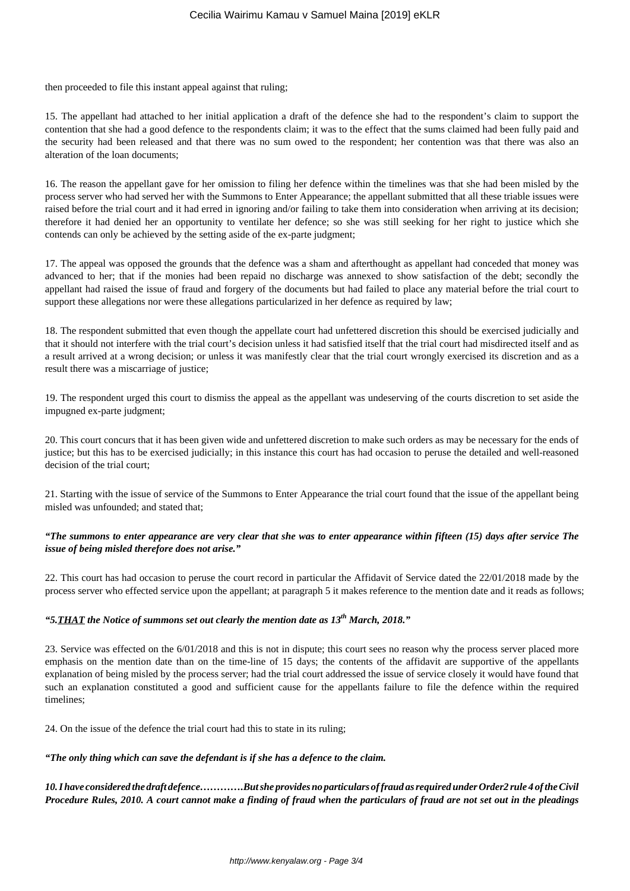then proceeded to file this instant appeal against that ruling;

15. The appellant had attached to her initial application a draft of the defence she had to the respondent's claim to support the contention that she had a good defence to the respondents claim; it was to the effect that the sums claimed had been fully paid and the security had been released and that there was no sum owed to the respondent; her contention was that there was also an alteration of the loan documents;

16. The reason the appellant gave for her omission to filing her defence within the timelines was that she had been misled by the process server who had served her with the Summons to Enter Appearance; the appellant submitted that all these triable issues were raised before the trial court and it had erred in ignoring and/or failing to take them into consideration when arriving at its decision; therefore it had denied her an opportunity to ventilate her defence; so she was still seeking for her right to justice which she contends can only be achieved by the setting aside of the ex-parte judgment;

17. The appeal was opposed the grounds that the defence was a sham and afterthought as appellant had conceded that money was advanced to her; that if the monies had been repaid no discharge was annexed to show satisfaction of the debt; secondly the appellant had raised the issue of fraud and forgery of the documents but had failed to place any material before the trial court to support these allegations nor were these allegations particularized in her defence as required by law;

18. The respondent submitted that even though the appellate court had unfettered discretion this should be exercised judicially and that it should not interfere with the trial court's decision unless it had satisfied itself that the trial court had misdirected itself and as a result arrived at a wrong decision; or unless it was manifestly clear that the trial court wrongly exercised its discretion and as a result there was a miscarriage of justice;

19. The respondent urged this court to dismiss the appeal as the appellant was undeserving of the courts discretion to set aside the impugned ex-parte judgment;

20. This court concurs that it has been given wide and unfettered discretion to make such orders as may be necessary for the ends of justice; but this has to be exercised judicially; in this instance this court has had occasion to peruse the detailed and well-reasoned decision of the trial court;

21. Starting with the issue of service of the Summons to Enter Appearance the trial court found that the issue of the appellant being misled was unfounded; and stated that;

***"The summons to enter appearance are very clear that she was to enter appearance within fifteen (15) days after service The issue of being misled therefore does not arise."***

22. This court has had occasion to peruse the court record in particular the Affidavit of Service dated the 22/01/2018 made by the process server who effected service upon the appellant; at paragraph 5 it makes reference to the mention date and it reads as follows;

***"5.THAT the Notice of summons set out clearly the mention date as 13th March, 2018."***

23. Service was effected on the 6/01/2018 and this is not in dispute; this court sees no reason why the process server placed more emphasis on the mention date than on the time-line of 15 days; the contents of the affidavit are supportive of the appellants explanation of being misled by the process server; had the trial court addressed the issue of service closely it would have found that such an explanation constituted a good and sufficient cause for the appellants failure to file the defence within the required timelines;

24. On the issue of the defence the trial court had this to state in its ruling;

***"The only thing which can save the defendant is if she has a defence to the claim.***

***10. I have considered the draft defence…………But she provides no particulars of fraud as required under Order2 rule 4 of the Civil Procedure Rules, 2010. A court cannot make a finding of fraud when the particulars of fraud are not set out in the pleadings***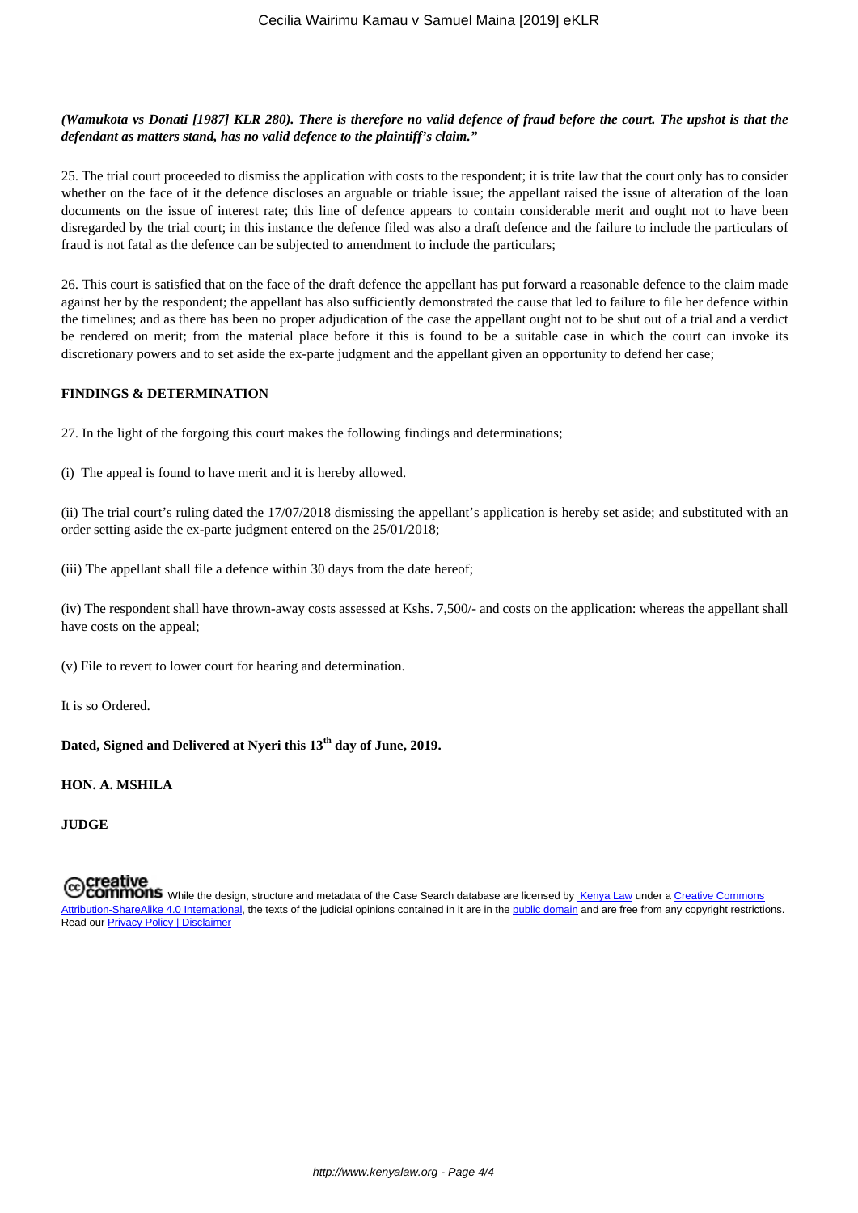***(Wamukota vs Donati [1987] KLR 280). There is therefore no valid defence of fraud before the court. The upshot is that the defendant as matters stand, has no valid defence to the plaintiff's claim."***

25. The trial court proceeded to dismiss the application with costs to the respondent; it is trite law that the court only has to consider whether on the face of it the defence discloses an arguable or triable issue; the appellant raised the issue of alteration of the loan documents on the issue of interest rate; this line of defence appears to contain considerable merit and ought not to have been disregarded by the trial court; in this instance the defence filed was also a draft defence and the failure to include the particulars of fraud is not fatal as the defence can be subjected to amendment to include the particulars;

26. This court is satisfied that on the face of the draft defence the appellant has put forward a reasonable defence to the claim made against her by the respondent; the appellant has also sufficiently demonstrated the cause that led to failure to file her defence within the timelines; and as there has been no proper adjudication of the case the appellant ought not to be shut out of a trial and a verdict be rendered on merit; from the material place before it this is found to be a suitable case in which the court can invoke its discretionary powers and to set aside the ex-parte judgment and the appellant given an opportunity to defend her case;

**FINDINGS & DETERMINATION**

27. In the light of the forgoing this court makes the following findings and determinations;

(i) The appeal is found to have merit and it is hereby allowed.

(ii) The trial court's ruling dated the 17/07/2018 dismissing the appellant's application is hereby set aside; and substituted with an order setting aside the ex-parte judgment entered on the 25/01/2018;

(iii) The appellant shall file a defence within 30 days from the date hereof;

(iv) The respondent shall have thrown-away costs assessed at Kshs. 7,500/- and costs on the application: whereas the appellant shall have costs on the appeal;

(v) File to revert to lower court for hearing and determination.

It is so Ordered.

**Dated, Signed and Delivered at Nyeri this 13th day of June, 2019.**

**HON. A. MSHILA**

**JUDGE**

While the design, structure and metadata of the Case Search database are licensed by Kenya Law under a Creative Commons Attribution-ShareAlike 4.0 International, the texts of the judicial opinions contained in it are in the public domain and are free from any copyright restrictions. Read our Privacy Policy | Disclaimer